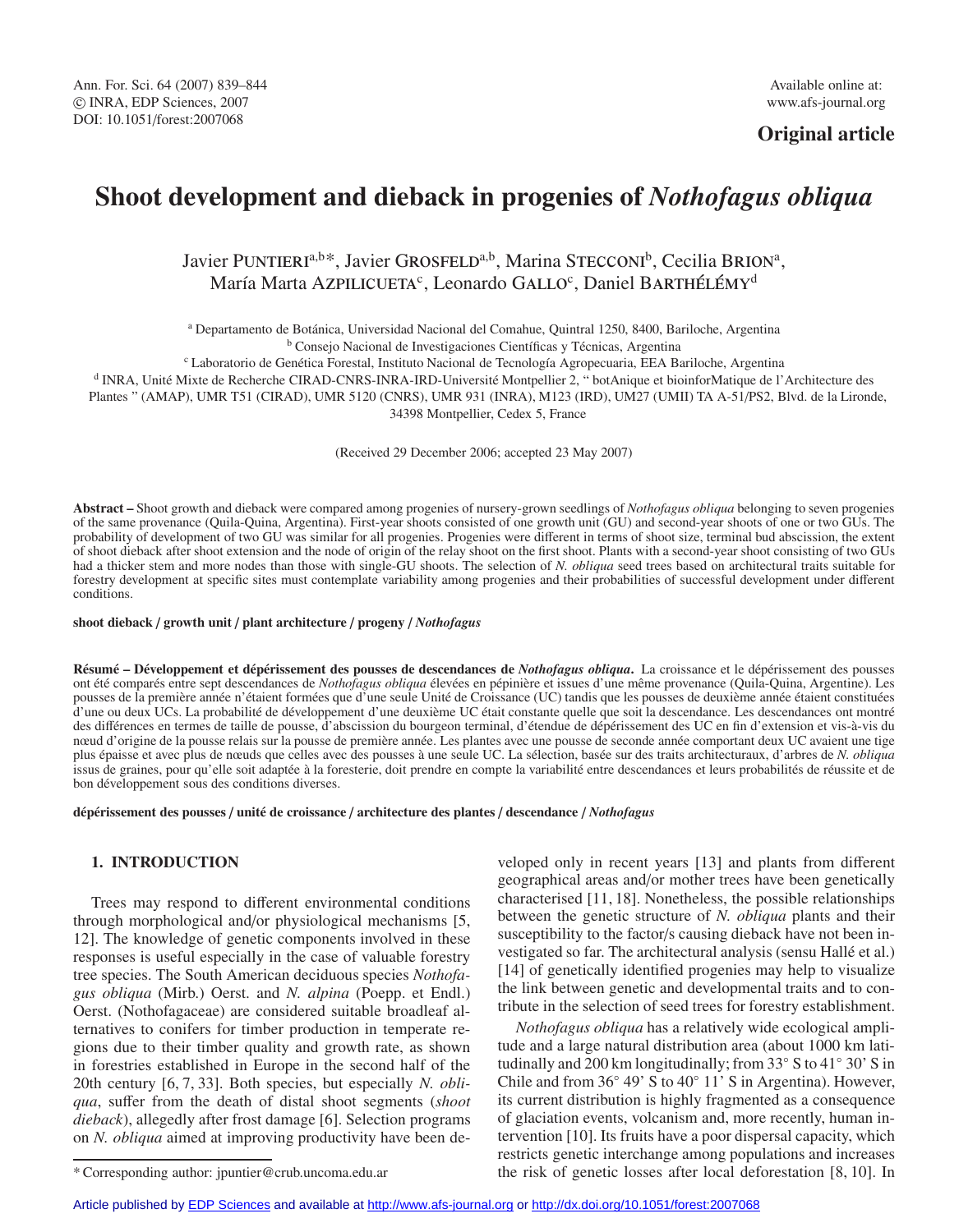Original article

# Shoot development and dieback in progenies of *Nothofagus obliqua*

Javier PUNTIERI[a,b]*, Javier GROSFELD[a,b], Marina STECCONI[b], Cecilia BRION[a], María Marta AZPILICUETA[c], Leonardo GALLO[c], Daniel BARTHÉLÉMY[d]

[a] Departamento de Botánica, Universidad Nacional del Comahue, Quintral 1250, 8400, Bariloche, Argentina
[b] Consejo Nacional de Investigaciones Científicas y Técnicas, Argentina
[c] Laboratorio de Genética Forestal, Instituto Nacional de Tecnología Agropecuaria, EEA Bariloche, Argentina
[d] INRA, Unité Mixte de Recherche CIRAD-CNRS-INRA-IRD-Université Montpellier 2, " botAnique et bioinforMatique de l'Architecture des Plantes " (AMAP), UMR T51 (CIRAD), UMR 5120 (CNRS), UMR 931 (INRA), M123 (IRD), UM27 (UMII) TA A-51/PS2, Blvd. de la Lironde, 34398 Montpellier, Cedex 5, France

(Received 29 December 2006; accepted 23 May 2007)

**Abstract –** Shoot growth and dieback were compared among progenies of nursery-grown seedlings of *Nothofagus obliqua* belonging to seven progenies of the same provenance (Quila-Quina, Argentina). First-year shoots consisted of one growth unit (GU) and second-year shoots of one or two GUs. The probability of development of two GU was similar for all progenies. Progenies were different in terms of shoot size, terminal bud abscission, the extent of shoot dieback after shoot extension and the node of origin of the relay shoot on the first shoot. Plants with a second-year shoot consisting of two GUs had a thicker stem and more nodes than those with single-GU shoots. The selection of *N. obliqua* seed trees based on architectural traits suitable for forestry development at specific sites must contemplate variability among progenies and their probabilities of successful development under different conditions.

**shoot dieback / growth unit / plant architecture / progeny / *Nothofagus***

**Résumé – Développement et dépérissement des pousses de descendances de *Nothofagus obliqua*.** La croissance et le dépérissement des pousses ont été comparés entre sept descendances de *Nothofagus obliqua* élevées en pépinière et issues d'une même provenance (Quila-Quina, Argentine). Les pousses de la première année n'étaient formées que d'une seule Unité de Croissance (UC) tandis que les pousses de deuxième année étaient constituées d'une ou deux UCs. La probabilité de développement d'une deuxième UC était constante quelle que soit la descendance. Les descendances ont montré des différences en termes de taille de pousse, d'abscission du bourgeon terminal, d'étendue de dépérissement des UC en fin d'extension et vis-à-vis du nœud d'origine de la pousse relais sur la pousse de première année. Les plantes avec une pousse de seconde année comportant deux UC avaient une tige plus épaisse et avec plus de nœuds que celles avec des pousses à une seule UC. La sélection, basée sur des traits architecturaux, d'arbres de *N. obliqua* issus de graines, pour qu'elle soit adaptée à la foresterie, doit prendre en compte la variabilité entre descendances et leurs probabilités de réussite et de bon développement sous des conditions diverses.

**dépérissement des pousses / unité de croissance / architecture des plantes / descendance / *Nothofagus***

## 1. INTRODUCTION

Trees may respond to different environmental conditions through morphological and/or physiological mechanisms [5, 12]. The knowledge of genetic components involved in these responses is useful especially in the case of valuable forestry tree species. The South American deciduous species *Nothofagus obliqua* (Mirb.) Oerst. and *N. alpina* (Poepp. et Endl.) Oerst. (Nothofagaceae) are considered suitable broadleaf alternatives to conifers for timber production in temperate regions due to their timber quality and growth rate, as shown in forestries established in Europe in the second half of the 20th century [6, 7, 33]. Both species, but especially *N. obliqua*, suffer from the death of distal shoot segments (*shoot dieback*), allegedly after frost damage [6]. Selection programs on *N. obliqua* aimed at improving productivity have been developed only in recent years [13] and plants from different geographical areas and/or mother trees have been genetically characterised [11, 18]. Nonetheless, the possible relationships between the genetic structure of *N. obliqua* plants and their susceptibility to the factor/s causing dieback have not been investigated so far. The architectural analysis (sensu Hallé et al.) [14] of genetically identified progenies may help to visualize the link between genetic and developmental traits and to contribute in the selection of seed trees for forestry establishment.

*Nothofagus obliqua* has a relatively wide ecological amplitude and a large natural distribution area (about 1000 km latitudinally and 200 km longitudinally; from 33° S to 41° 30' S in Chile and from 36° 49' S to 40° 11' S in Argentina). However, its current distribution is highly fragmented as a consequence of glaciation events, volcanism and, more recently, human intervention [10]. Its fruits have a poor dispersal capacity, which restricts genetic interchange among populations and increases the risk of genetic losses after local deforestation [8, 10]. In

* Corresponding author: jpuntier@crub.uncoma.edu.ar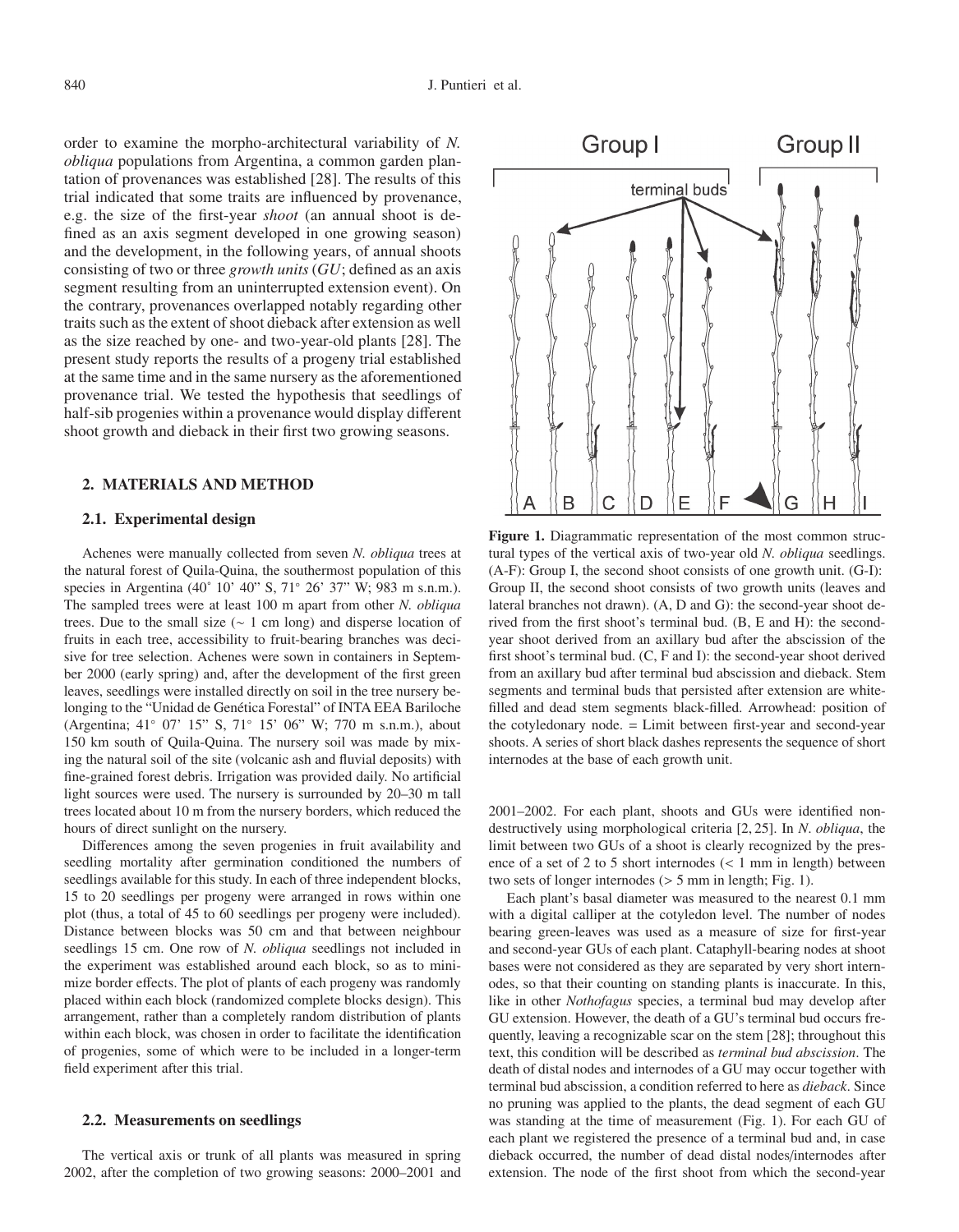order to examine the morpho-architectural variability of *N. obliqua* populations from Argentina, a common garden plantation of provenances was established [28]. The results of this trial indicated that some traits are influenced by provenance, e.g. the size of the first-year *shoot* (an annual shoot is defined as an axis segment developed in one growing season) and the development, in the following years, of annual shoots consisting of two or three *growth units* (*GU*; defined as an axis segment resulting from an uninterrupted extension event). On the contrary, provenances overlapped notably regarding other traits such as the extent of shoot dieback after extension as well as the size reached by one- and two-year-old plants [28]. The present study reports the results of a progeny trial established at the same time and in the same nursery as the aforementioned provenance trial. We tested the hypothesis that seedlings of half-sib progenies within a provenance would display different shoot growth and dieback in their first two growing seasons.

## 2. MATERIALS AND METHOD

### 2.1. Experimental design

Achenes were manually collected from seven *N. obliqua* trees at the natural forest of Quila-Quina, the southernmost population of this species in Argentina (40˚ 10' 40" S, 71° 26' 37" W; 983 m s.n.m.). The sampled trees were at least 100 m apart from other *N. obliqua* trees. Due to the small size (~ 1 cm long) and disperse location of fruits in each tree, accessibility to fruit-bearing branches was decisive for tree selection. Achenes were sown in containers in September 2000 (early spring) and, after the development of the first green leaves, seedlings were installed directly on soil in the tree nursery belonging to the "Unidad de Genética Forestal" of INTA EEA Bariloche (Argentina; 41° 07' 15" S, 71° 15' 06" W; 770 m s.n.m.), about 150 km south of Quila-Quina. The nursery soil was made by mixing the natural soil of the site (volcanic ash and fluvial deposits) with fine-grained forest debris. Irrigation was provided daily. No artificial light sources were used. The nursery is surrounded by 20–30 m tall trees located about 10 m from the nursery borders, which reduced the hours of direct sunlight on the nursery.

Differences among the seven progenies in fruit availability and seedling mortality after germination conditioned the numbers of seedlings available for this study. In each of three independent blocks, 15 to 20 seedlings per progeny were arranged in rows within one plot (thus, a total of 45 to 60 seedlings per progeny were included). Distance between blocks was 50 cm and that between neighbour seedlings 15 cm. One row of *N. obliqua* seedlings not included in the experiment was established around each block, so as to minimize border effects. The plot of plants of each progeny was randomly placed within each block (randomized complete blocks design). This arrangement, rather than a completely random distribution of plants within each block, was chosen in order to facilitate the identification of progenies, some of which were to be included in a longer-term field experiment after this trial.

### 2.2. Measurements on seedlings

The vertical axis or trunk of all plants was measured in spring 2002, after the completion of two growing seasons: 2000–2001 and 2001–2002. For each plant, shoots and GUs were identified non-destructively using morphological criteria [2, 25]. In *N. obliqua*, the limit between two GUs of a shoot is clearly recognized by the presence of a set of 2 to 5 short internodes (< 1 mm in length) between two sets of longer internodes (> 5 mm in length; Fig. 1).

**Figure 1.** Diagrammatic representation of the most common structural types of the vertical axis of two-year old *N. obliqua* seedlings. (A-F): Group I, the second shoot consists of one growth unit. (G-I): Group II, the second shoot consists of two growth units (leaves and lateral branches not drawn). (A, D and G): the second-year shoot derived from the first shoot's terminal bud. (B, E and H): the second-year shoot derived from an axillary bud after the abscission of the first shoot's terminal bud. (C, F and I): the second-year shoot derived from an axillary bud after terminal bud abscission and dieback. Stem segments and terminal buds that persisted after extension are white-filled and dead stem segments black-filled. Arrowhead: position of the cotyledonary node. = Limit between first-year and second-year shoots. A series of short black dashes represents the sequence of short internodes at the base of each growth unit.

Each plant's basal diameter was measured to the nearest 0.1 mm with a digital calliper at the cotyledon level. The number of nodes bearing green-leaves was used as a measure of size for first-year and second-year GUs of each plant. Cataphyll-bearing nodes at shoot bases were not considered as they are separated by very short internodes, so that their counting on standing plants is inaccurate. In this, like in other *Nothofagus* species, a terminal bud may develop after GU extension. However, the death of a GU's terminal bud occurs frequently, leaving a recognizable scar on the stem [28]; throughout this text, this condition will be described as *terminal bud abscission*. The death of distal nodes and internodes of a GU may occur together with terminal bud abscission, a condition referred to here as *dieback*. Since no pruning was applied to the plants, the dead segment of each GU was standing at the time of measurement (Fig. 1). For each GU of each plant we registered the presence of a terminal bud and, in case dieback occurred, the number of dead distal nodes/internodes after extension. The node of the first shoot from which the second-year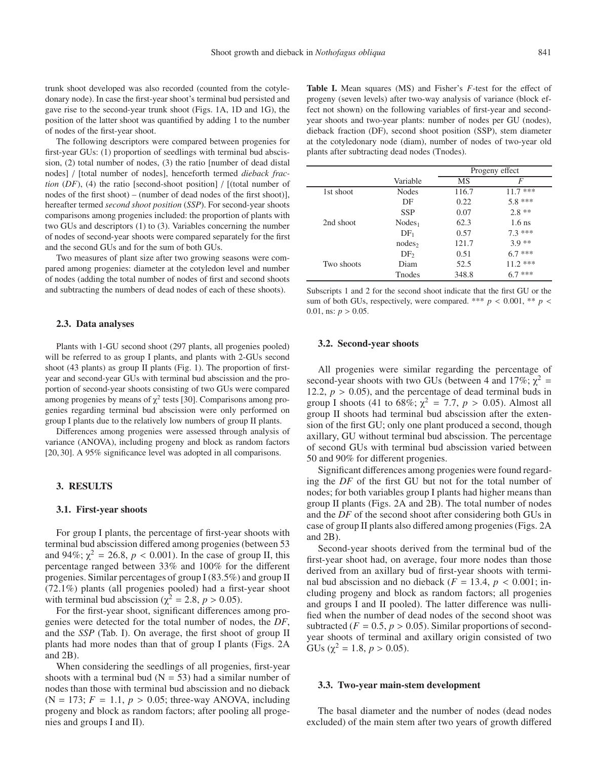trunk shoot developed was also recorded (counted from the cotyledonary node). In case the first-year shoot's terminal bud persisted and gave rise to the second-year trunk shoot (Figs. 1A, 1D and 1G), the position of the latter shoot was quantified by adding 1 to the number of nodes of the first-year shoot.

The following descriptors were compared between progenies for first-year GUs: (1) proportion of seedlings with terminal bud abscission, (2) total number of nodes, (3) the ratio [number of dead distal nodes] / [total number of nodes], henceforth termed *dieback fraction* (*DF*), (4) the ratio [second-shoot position] / [(total number of nodes of the first shoot) – (number of dead nodes of the first shoot)], hereafter termed *second shoot position* (*SSP*). For second-year shoots comparisons among progenies included: the proportion of plants with two GUs and descriptors (1) to (3). Variables concerning the number of nodes of second-year shoots were compared separately for the first and the second GUs and for the sum of both GUs.

Two measures of plant size after two growing seasons were compared among progenies: diameter at the cotyledon level and number of nodes (adding the total number of nodes of first and second shoots and subtracting the numbers of dead nodes of each of these shoots).

### 2.3. Data analyses

Plants with 1-GU second shoot (297 plants, all progenies pooled) will be referred to as group I plants, and plants with 2-GUs second shoot (43 plants) as group II plants (Fig. 1). The proportion of first-year and second-year GUs with terminal bud abscission and the proportion of second-year shoots consisting of two GUs were compared among progenies by means of $\chi^2$ tests [30]. Comparisons among progenies regarding terminal bud abscission were only performed on group I plants due to the relatively low numbers of group II plants.

Differences among progenies were assessed through analysis of variance (ANOVA), including progeny and block as random factors [20, 30]. A 95% significance level was adopted in all comparisons.

## 3. RESULTS

### 3.1. First-year shoots

For group I plants, the percentage of first-year shoots with terminal bud abscission differed among progenies (between 53 and 94%; $\chi^2 = 26.8$, $p < 0.001$). In the case of group II, this percentage ranged between 33% and 100% for the different progenies. Similar percentages of group I (83.5%) and group II (72.1%) plants (all progenies pooled) had a first-year shoot with terminal bud abscission ($\chi^2 = 2.8$, $p > 0.05$).

For the first-year shoot, significant differences among progenies were detected for the total number of nodes, the *DF*, and the *SSP* (Tab. I). On average, the first shoot of group II plants had more nodes than that of group I plants (Figs. 2A and 2B).

When considering the seedlings of all progenies, first-year shoots with a terminal bud (N = 53) had a similar number of nodes than those with terminal bud abscission and no dieback (N = 173; $F = 1.1$, $p > 0.05$; three-way ANOVA, including progeny and block as random factors; after pooling all progenies and groups I and II).

**Table I.** Mean squares (MS) and Fisher's *F*-test for the effect of progeny (seven levels) after two-way analysis of variance (block effect not shown) on the following variables of first-year and second-year shoots and two-year plants: number of nodes per GU (nodes), dieback fraction (DF), second shoot position (SSP), stem diameter at the cotyledonary node (diam), number of nodes of two-year old plants after subtracting dead nodes (Tnodes).

| | | Progeny effect | |
|---|---|---|---|
| | Variable | MS | *F* |
| 1st shoot | Nodes | 116.7 | 11.7 *** |
| | DF | 0.22 | 5.8 *** |
| | SSP | 0.07 | 2.8 ** |
| 2nd shoot | $\text{Nodes}_1$ | 62.3 | 1.6 ns |
| | $\text{DF}_1$ | 0.57 | 7.3 *** |
| | $\text{nodes}_2$ | 121.7 | 3.9 ** |
| | $\text{DF}_2$ | 0.51 | 6.7 *** |
| Two shoots | Diam | 52.5 | 11.2 *** |
| | Tnodes | 348.8 | 6.7 *** |

Subscripts 1 and 2 for the second shoot indicate that the first GU or the sum of both GUs, respectively, were compared. *** $p < 0.001$, ** $p < 0.01$, ns: $p > 0.05$.

### 3.2. Second-year shoots

All progenies were similar regarding the percentage of second-year shoots with two GUs (between 4 and 17%; $\chi^2 = 12.2$, $p > 0.05$), and the percentage of dead terminal buds in group I shoots (41 to 68%; $\chi^2 = 7.7$, $p > 0.05$). Almost all group II shoots had terminal bud abscission after the extension of the first GU; only one plant produced a second, though axillary, GU without terminal bud abscission. The percentage of second GUs with terminal bud abscission varied between 50 and 90% for different progenies.

Significant differences among progenies were found regarding the *DF* of the first GU but not for the total number of nodes; for both variables group I plants had higher means than group II plants (Figs. 2A and 2B). The total number of nodes and the *DF* of the second shoot after considering both GUs in case of group II plants also differed among progenies (Figs. 2A and 2B).

Second-year shoots derived from the terminal bud of the first-year shoot had, on average, four more nodes than those derived from an axillary bud of first-year shoots with terminal bud abscission and no dieback ($F = 13.4$, $p < 0.001$; including progeny and block as random factors; all progenies and groups I and II pooled). The latter difference was nullified when the number of dead nodes of the second shoot was subtracted ($F = 0.5$, $p > 0.05$). Similar proportions of second-year shoots of terminal and axillary origin consisted of two GUs ($\chi^2 = 1.8$, $p > 0.05$).

### 3.3. Two-year main-stem development

The basal diameter and the number of nodes (dead nodes excluded) of the main stem after two years of growth differed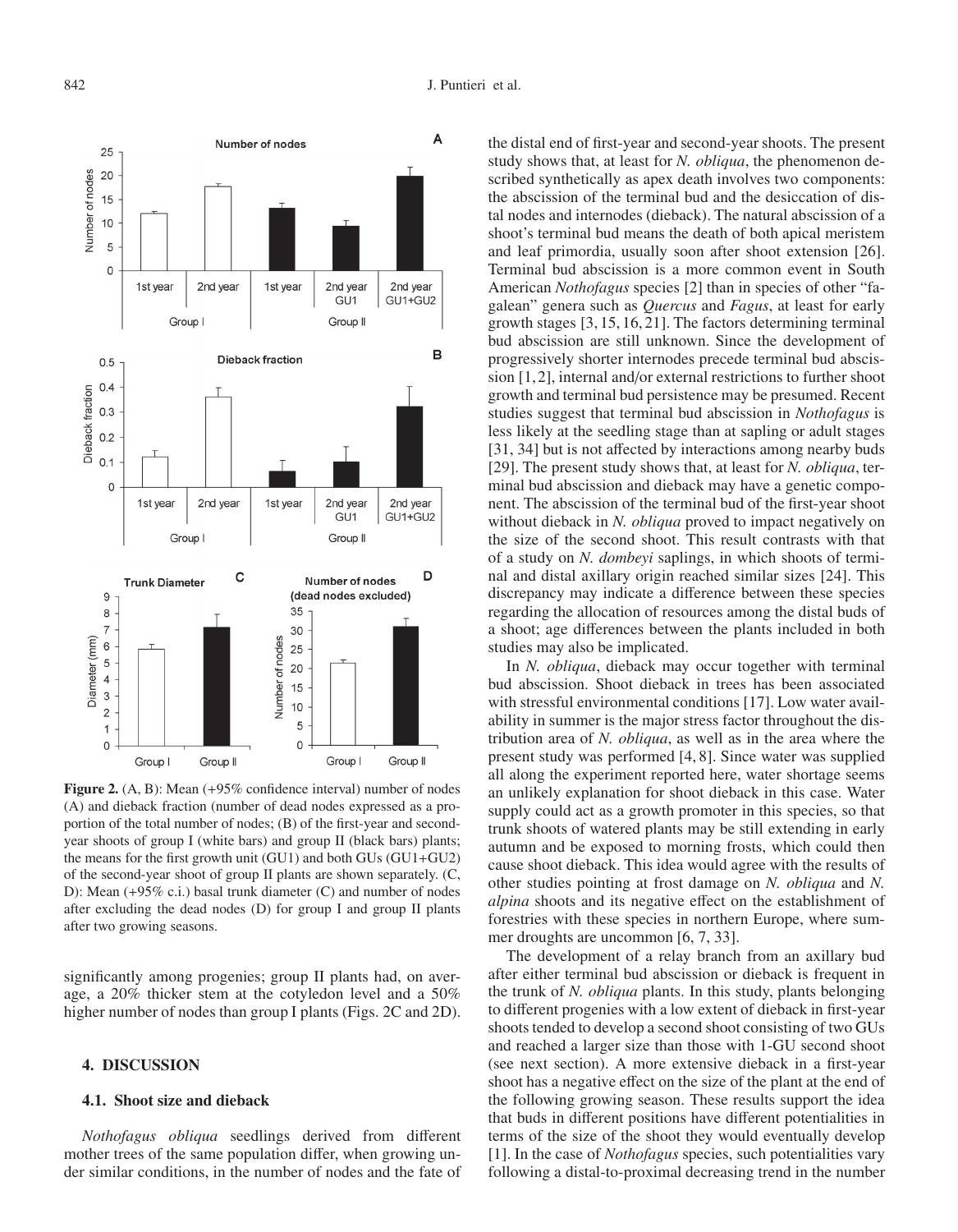Number of nodes

A

25
20
15
10
5
0

Number of nodes

1st year | 2nd year | 1st year | 2nd year GU1 | 2nd year GU1+GU2

Group I | Group II

Dieback fraction

B

0.5
0.4
0.3
0.2
0.1
0

Dieback fraction

1st year | 2nd year | 1st year | 2nd year GU1 | 2nd year GU1+GU2

Group I | Group II

Trunk Diameter

C

9
8
7
6
5
4
3
2
1
0

Diameter (mm)

Group I | Group II

Number of nodes (dead nodes excluded)

D

35
30
25
20
15
10
5
0

Number of nodes

Group I | Group II

**Figure 2.** (A, B): Mean (+95% confidence interval) number of nodes (A) and dieback fraction (number of dead nodes expressed as a proportion of the total number of nodes; (B) of the first-year and second-year shoots of group I (white bars) and group II (black bars) plants; the means for the first growth unit (GU1) and both GUs (GU1+GU2) of the second-year shoot of group II plants are shown separately. (C, D): Mean (+95% c.i.) basal trunk diameter (C) and number of nodes after excluding the dead nodes (D) for group I and group II plants after two growing seasons.

significantly among progenies; group II plants had, on average, a 20% thicker stem at the cotyledon level and a 50% higher number of nodes than group I plants (Figs. 2C and 2D).

## 4. DISCUSSION

### 4.1. Shoot size and dieback

*Nothofagus obliqua* seedlings derived from different mother trees of the same population differ, when growing under similar conditions, in the number of nodes and the fate of the distal end of first-year and second-year shoots. The present study shows that, at least for *N. obliqua*, the phenomenon described synthetically as apex death involves two components: the abscission of the terminal bud and the desiccation of distal nodes and internodes (dieback). The natural abscission of a shoot's terminal bud means the death of both apical meristem and leaf primordia, usually soon after shoot extension [26]. Terminal bud abscission is a more common event in South American *Nothofagus* species [2] than in species of other "fagalean" genera such as *Quercus* and *Fagus*, at least for early growth stages [3, 15, 16, 21]. The factors determining terminal bud abscission are still unknown. Since the development of progressively shorter internodes precede terminal bud abscission [1, 2], internal and/or external restrictions to further shoot growth and terminal bud persistence may be presumed. Recent studies suggest that terminal bud abscission in *Nothofagus* is less likely at the seedling stage than at sapling or adult stages [31, 34] but is not affected by interactions among nearby buds [29]. The present study shows that, at least for *N. obliqua*, terminal bud abscission and dieback may have a genetic component. The abscission of the terminal bud of the first-year shoot without dieback in *N. obliqua* proved to impact negatively on the size of the second shoot. This result contrasts with that of a study on *N. dombeyi* saplings, in which shoots of terminal and distal axillary origin reached similar sizes [24]. This discrepancy may indicate a difference between these species regarding the allocation of resources among the distal buds of a shoot; age differences between the plants included in both studies may also be implicated.

In *N. obliqua*, dieback may occur together with terminal bud abscission. Shoot dieback in trees has been associated with stressful environmental conditions [17]. Low water availability in summer is the major stress factor throughout the distribution area of *N. obliqua*, as well as in the area where the present study was performed [4, 8]. Since water was supplied all along the experiment reported here, water shortage seems an unlikely explanation for shoot dieback in this case. Water supply could act as a growth promoter in this species, so that trunk shoots of watered plants may be still extending in early autumn and be exposed to morning frosts, which could then cause shoot dieback. This idea would agree with the results of other studies pointing at frost damage on *N. obliqua* and *N. alpina* shoots and its negative effect on the establishment of forestries with these species in northern Europe, where summer droughts are uncommon [6, 7, 33].

The development of a relay branch from an axillary bud after either terminal bud abscission or dieback is frequent in the trunk of *N. obliqua* plants. In this study, plants belonging to different progenies with a low extent of dieback in first-year shoots tended to develop a second shoot consisting of two GUs and reached a larger size than those with 1-GU second shoot (see next section). A more extensive dieback in a first-year shoot has a negative effect on the size of the plant at the end of the following growing season. These results support the idea that buds in different positions have different potentialities in terms of the size of the shoot they would eventually develop [1]. In the case of *Nothofagus* species, such potentialities vary following a distal-to-proximal decreasing trend in the number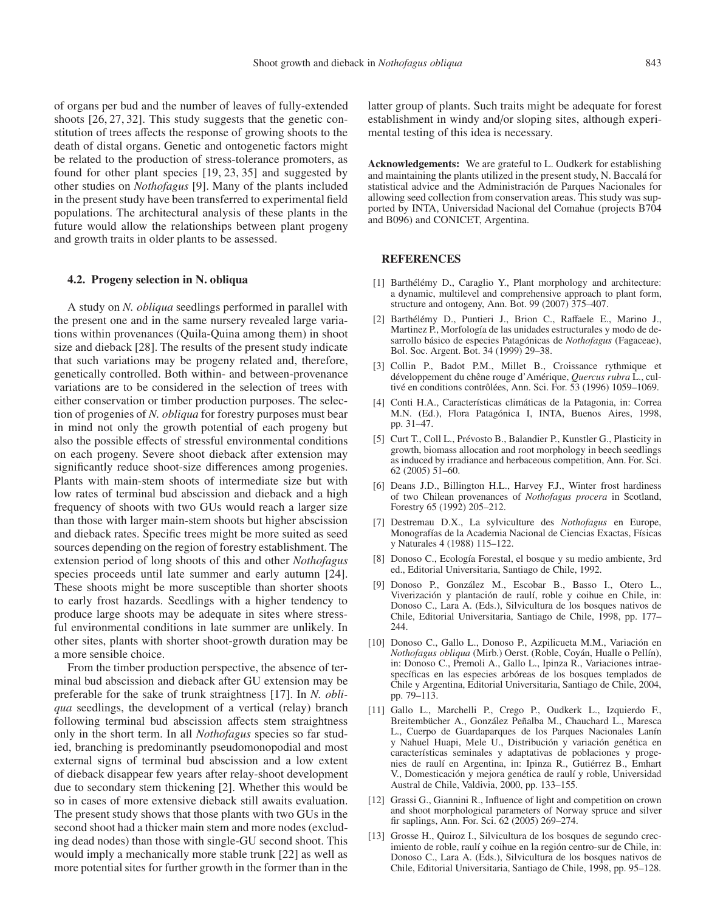of organs per bud and the number of leaves of fully-extended shoots [26, 27, 32]. This study suggests that the genetic constitution of trees affects the response of growing shoots to the death of distal organs. Genetic and ontogenetic factors might be related to the production of stress-tolerance promoters, as found for other plant species [19, 23, 35] and suggested by other studies on *Nothofagus* [9]. Many of the plants included in the present study have been transferred to experimental field populations. The architectural analysis of these plants in the future would allow the relationships between plant progeny and growth traits in older plants to be assessed.

### 4.2. Progeny selection in N. obliqua

A study on *N. obliqua* seedlings performed in parallel with the present one and in the same nursery revealed large variations within provenances (Quila-Quina among them) in shoot size and dieback [28]. The results of the present study indicate that such variations may be progeny related and, therefore, genetically controlled. Both within- and between-provenance variations are to be considered in the selection of trees with either conservation or timber production purposes. The selection of progenies of *N. obliqua* for forestry purposes must bear in mind not only the growth potential of each progeny but also the possible effects of stressful environmental conditions on each progeny. Severe shoot dieback after extension may significantly reduce shoot-size differences among progenies. Plants with main-stem shoots of intermediate size but with low rates of terminal bud abscission and dieback and a high frequency of shoots with two GUs would reach a larger size than those with larger main-stem shoots but higher abscission and dieback rates. Specific trees might be more suited as seed sources depending on the region of forestry establishment. The extension period of long shoots of this and other *Nothofagus* species proceeds until late summer and early autumn [24]. These shoots might be more susceptible than shorter shoots to early frost hazards. Seedlings with a higher tendency to produce large shoots may be adequate in sites where stressful environmental conditions in late summer are unlikely. In other sites, plants with shorter shoot-growth duration may be a more sensible choice.

From the timber production perspective, the absence of terminal bud abscission and dieback after GU extension may be preferable for the sake of trunk straightness [17]. In *N. obliqua* seedlings, the development of a vertical (relay) branch following terminal bud abscission affects stem straightness only in the short term. In all *Nothofagus* species so far studied, branching is predominantly pseudomonopodial and most external signs of terminal bud abscission and a low extent of dieback disappear few years after relay-shoot development due to secondary stem thickening [2]. Whether this would be so in cases of more extensive dieback still awaits evaluation. The present study shows that those plants with two GUs in the second shoot had a thicker main stem and more nodes (excluding dead nodes) than those with single-GU second shoot. This would imply a mechanically more stable trunk [22] as well as more potential sites for further growth in the former than in the latter group of plants. Such traits might be adequate for forest establishment in windy and/or sloping sites, although experimental testing of this idea is necessary.

**Acknowledgements:** We are grateful to L. Oudkerk for establishing and maintaining the plants utilized in the present study, N. Baccalá for statistical advice and the Administración de Parques Nacionales for allowing seed collection from conservation areas. This study was supported by INTA, Universidad Nacional del Comahue (projects B704 and B096) and CONICET, Argentina.

## REFERENCES

[1] Barthélémy D., Caraglio Y., Plant morphology and architecture: a dynamic, multilevel and comprehensive approach to plant form, structure and ontogeny, Ann. Bot. 99 (2007) 375–407.

[2] Barthélémy D., Puntieri J., Brion C., Raffaele E., Marino J., Martinez P., Morfología de las unidades estructurales y modo de desarrollo básico de especies Patagónicas de *Nothofagus* (Fagaceae), Bol. Soc. Argent. Bot. 34 (1999) 29–38.

[3] Collin P., Badot P.M., Millet B., Croissance rythmique et développement du chêne rouge d'Amérique, *Quercus rubra* L., cultivé en conditions contrôlées, Ann. Sci. For. 53 (1996) 1059–1069.

[4] Conti H.A., Características climáticas de la Patagonia, in: Correa M.N. (Ed.), Flora Patagónica I, INTA, Buenos Aires, 1998, pp. 31–47.

[5] Curt T., Coll L., Prévosto B., Balandier P., Kunstler G., Plasticity in growth, biomass allocation and root morphology in beech seedlings as induced by irradiance and herbaceous competition, Ann. For. Sci. 62 (2005) 51–60.

[6] Deans J.D., Billington H.L., Harvey F.J., Winter frost hardiness of two Chilean provenances of *Nothofagus procera* in Scotland, Forestry 65 (1992) 205–212.

[7] Destremau D.X., La sylviculture des *Nothofagus* en Europe, Monograffías de la Academia Nacional de Ciencias Exactas, Físicas y Naturales 4 (1988) 115–122.

[8] Donoso C., Ecología Forestal, el bosque y su medio ambiente, 3rd ed., Editorial Universitaria, Santiago de Chile, 1992.

[9] Donoso P., González M., Escobar B., Basso I., Otero L., Viverización y plantación de raulí, roble y coihue en Chile, in: Donoso C., Lara A. (Eds.), Silvicultura de los bosques nativos de Chile, Editorial Universitaria, Santiago de Chile, 1998, pp. 177–244.

[10] Donoso C., Gallo L., Donoso P., Azpilicueta M.M., Variación en *Nothofagus obliqua* (Mirb.) Oerst. (Roble, Coyán, Hualle o Pellín), in: Donoso C., Premoli A., Gallo L., Ipinza R., Variaciones intraespecíficas en las especies arbóreas de los bosques templados de Chile y Argentina, Editorial Universitaria, Santiago de Chile, 2004, pp. 79–113.

[11] Gallo L., Marchelli P., Crego P., Oudkerk L., Izquierdo F., Breitembücher A., González Peñalba M., Chauchard L., Maresca L., Cuerpo de Guardaparques de los Parques Nacionales Lanín y Nahuel Huapi, Mele U., Distribución y variación genética en características seminales y adaptativas de poblaciones y progenies de raulí en Argentina, in: Ipinza R., Gutiérrez B., Emhart V., Domesticación y mejora genética de raulí y roble, Universidad Austral de Chile, Valdivia, 2000, pp. 133–155.

[12] Grassi G., Giannini R., Influence of light and competition on crown and shoot morphological parameters of Norway spruce and silver fir saplings, Ann. For. Sci. 62 (2005) 269–274.

[13] Grosse H., Quiroz I., Silvicultura de los bosques de segundo crecimiento de roble, raulí y coihue en la región centro-sur de Chile, in: Donoso C., Lara A. (Eds.), Silvicultura de los bosques nativos de Chile, Editorial Universitaria, Santiago de Chile, 1998, pp. 95–128.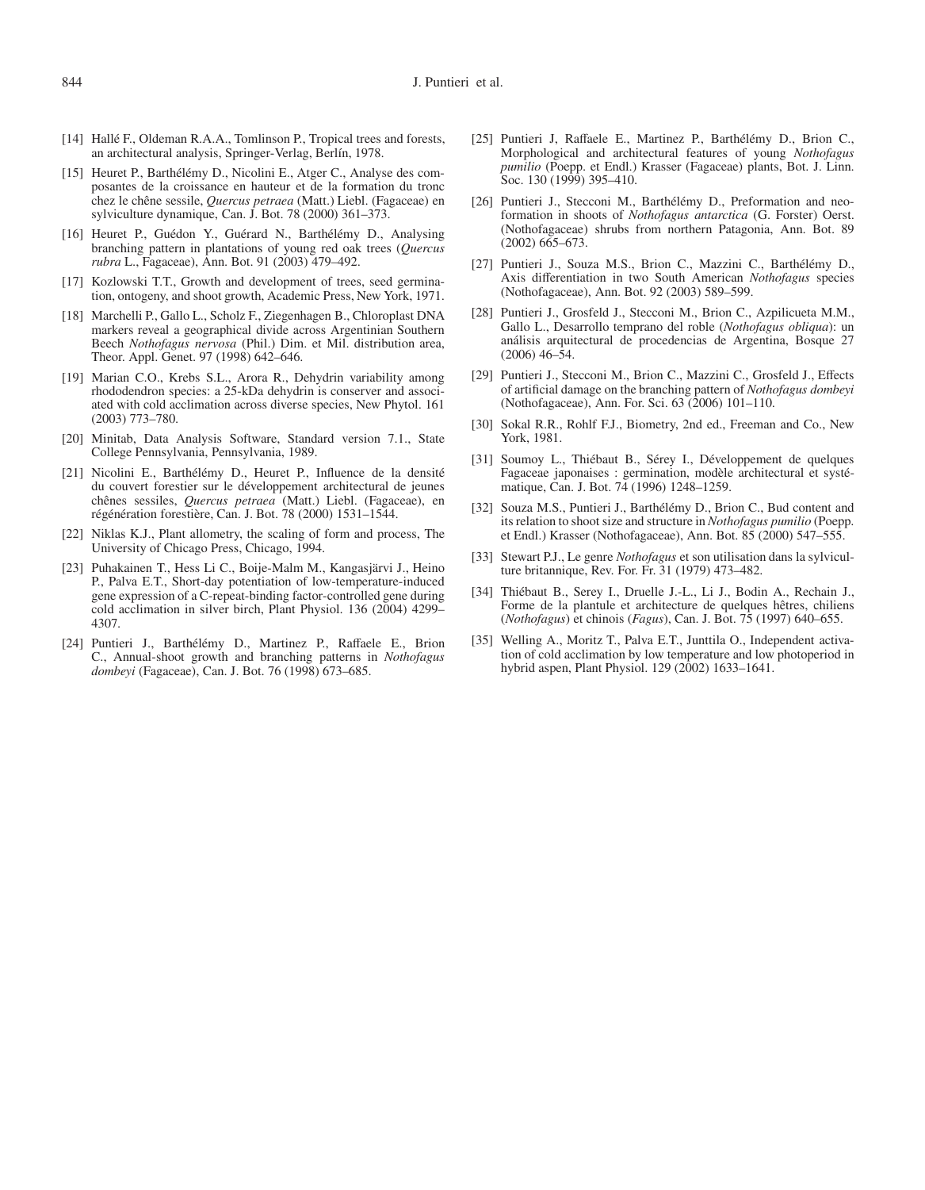[14] Hallé F., Oldeman R.A.A., Tomlinson P., Tropical trees and forests, an architectural analysis, Springer-Verlag, Berlín, 1978.

[15] Heuret P., Barthélémy D., Nicolini E., Atger C., Analyse des composantes de la croissance en hauteur et de la formation du tronc chez le chêne sessile, *Quercus petraea* (Matt.) Liebl. (Fagaceae) en sylviculture dynamique, Can. J. Bot. 78 (2000) 361–373.

[16] Heuret P., Guédon Y., Guérard N., Barthélémy D., Analysing branching pattern in plantations of young red oak trees (*Quercus rubra* L., Fagaceae), Ann. Bot. 91 (2003) 479–492.

[17] Kozlowski T.T., Growth and development of trees, seed germination, ontogeny, and shoot growth, Academic Press, New York, 1971.

[18] Marchelli P., Gallo L., Scholz F., Ziegenhagen B., Chloroplast DNA markers reveal a geographical divide across Argentinian Southern Beech *Nothofagus nervosa* (Phil.) Dim. et Mil. distribution area, Theor. Appl. Genet. 97 (1998) 642–646.

[19] Marian C.O., Krebs S.L., Arora R., Dehydrin variability among rhododendron species: a 25-kDa dehydrin is conserver and associated with cold acclimation across diverse species, New Phytol. 161 (2003) 773–780.

[20] Minitab, Data Analysis Software, Standard version 7.1., State College Pennsylvania, Pennsylvania, 1989.

[21] Nicolini E., Barthélémy D., Heuret P., Influence de la densité du couvert forestier sur le développement architectural de jeunes chênes sessiles, *Quercus petraea* (Matt.) Liebl. (Fagaceae), en régénération forestière, Can. J. Bot. 78 (2000) 1531–1544.

[22] Niklas K.J., Plant allometry, the scaling of form and process, The University of Chicago Press, Chicago, 1994.

[23] Puhakainen T., Hess Li C., Boije-Malm M., Kangasjärvi J., Heino P., Palva E.T., Short-day potentiation of low-temperature-induced gene expression of a C-repeat-binding factor-controlled gene during cold acclimation in silver birch, Plant Physiol. 136 (2004) 4299–4307.

[24] Puntieri J., Barthélémy D., Martinez P., Raffaele E., Brion C., Annual-shoot growth and branching patterns in *Nothofagus dombeyi* (Fagaceae), Can. J. Bot. 76 (1998) 673–685.

[25] Puntieri J, Raffaele E., Martinez P., Barthélémy D., Brion C., Morphological and architectural features of young *Nothofagus pumilio* (Poepp. et Endl.) Krasser (Fagaceae) plants, Bot. J. Linn. Soc. 130 (1999) 395–410.

[26] Puntieri J., Stecconi M., Barthélémy D., Preformation and neoformation in shoots of *Nothofagus antarctica* (G. Forster) Oerst. (Nothofagaceae) shrubs from northern Patagonia, Ann. Bot. 89 (2002) 665–673.

[27] Puntieri J., Souza M.S., Brion C., Mazzini C., Barthélémy D., Axis differentiation in two South American *Nothofagus* species (Nothofagaceae), Ann. Bot. 92 (2003) 589–599.

[28] Puntieri J., Grosfeld J., Stecconi M., Brion C., Azpilicueta M.M., Gallo L., Desarrollo temprano del roble (*Nothofagus obliqua*): un análisis arquitectural de procedencias de Argentina, Bosque 27 (2006) 46–54.

[29] Puntieri J., Stecconi M., Brion C., Mazzini C., Grosfeld J., Effects of artificial damage on the branching pattern of *Nothofagus dombeyi* (Nothofagaceae), Ann. For. Sci. 63 (2006) 101–110.

[30] Sokal R.R., Rohlf F.J., Biometry, 2nd ed., Freeman and Co., New York, 1981.

[31] Soumoy L., Thiébaut B., Sérey I., Développement de quelques Fagaceae japonaises : germination, modèle architectural et systématique, Can. J. Bot. 74 (1996) 1248–1259.

[32] Souza M.S., Puntieri J., Barthélémy D., Brion C., Bud content and its relation to shoot size and structure in *Nothofagus pumilio* (Poepp. et Endl.) Krasser (Nothofagaceae), Ann. Bot. 85 (2000) 547–555.

[33] Stewart P.J., Le genre *Nothofagus* et son utilisation dans la sylviculture britannique, Rev. For. Fr. 31 (1979) 473–482.

[34] Thiébaut B., Serey I., Druelle J.-L., Li J., Bodin A., Rechain J., Forme de la plantule et architecture de quelques hêtres, chiliens (*Nothofagus*) et chinois (*Fagus*), Can. J. Bot. 75 (1997) 640–655.

[35] Welling A., Moritz T., Palva E.T., Junttila O., Independent activation of cold acclimation by low temperature and low photoperiod in hybrid aspen, Plant Physiol. 129 (2002) 1633–1641.